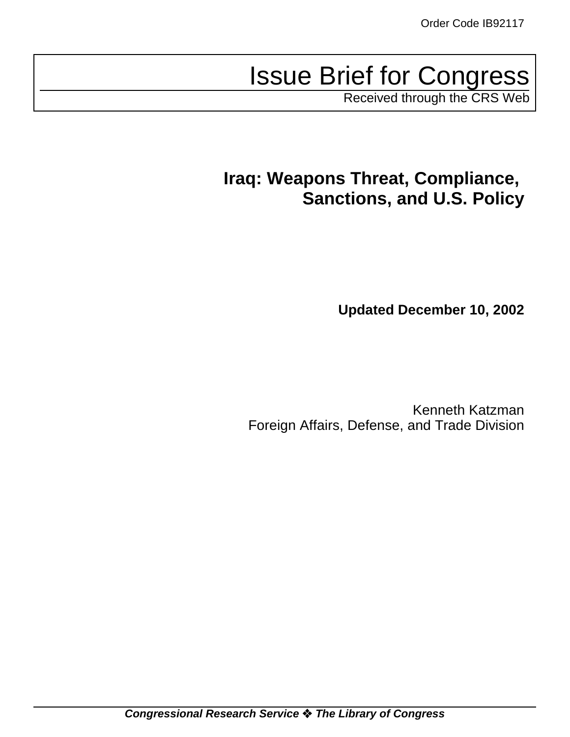Order Code IB92117

# Issue Brief for Congress

Received through the CRS Web

## Iraq: Weapons Threat, Compliance, Sanctions, and U.S. Policy

**Updated December 10, 2002**

Kenneth Katzman
Foreign Affairs, Defense, and Trade Division

***Congressional Research Service ❖ The Library of Congress***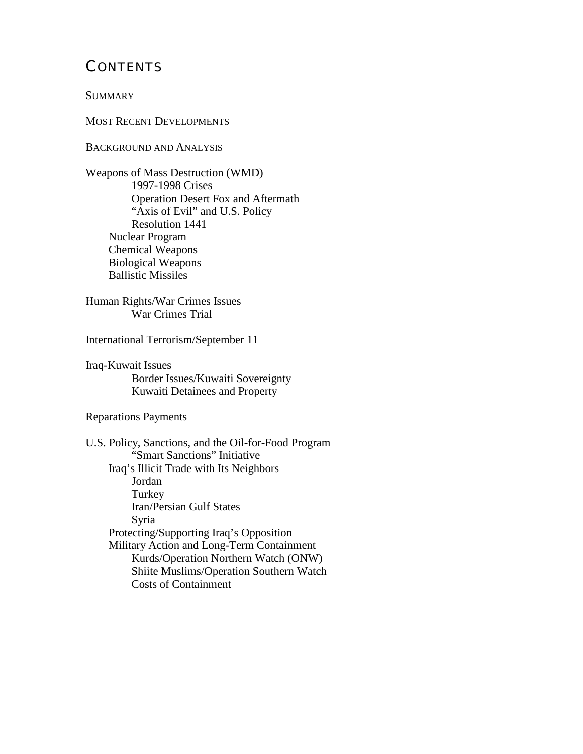# CONTENTS

SUMMARY

MOST RECENT DEVELOPMENTS

BACKGROUND AND ANALYSIS

Weapons of Mass Destruction (WMD)
- 1997-1998 Crises
- Operation Desert Fox and Aftermath
- "Axis of Evil" and U.S. Policy
- Resolution 1441
- Nuclear Program
- Chemical Weapons
- Biological Weapons
- Ballistic Missiles

Human Rights/War Crimes Issues
- War Crimes Trial

International Terrorism/September 11

Iraq-Kuwait Issues
- Border Issues/Kuwaiti Sovereignty
- Kuwaiti Detainees and Property

Reparations Payments

U.S. Policy, Sanctions, and the Oil-for-Food Program
- "Smart Sanctions" Initiative
- Iraq's Illicit Trade with Its Neighbors
  - Jordan
  - Turkey
  - Iran/Persian Gulf States
  - Syria
- Protecting/Supporting Iraq's Opposition
- Military Action and Long-Term Containment
  - Kurds/Operation Northern Watch (ONW)
  - Shiite Muslims/Operation Southern Watch
  - Costs of Containment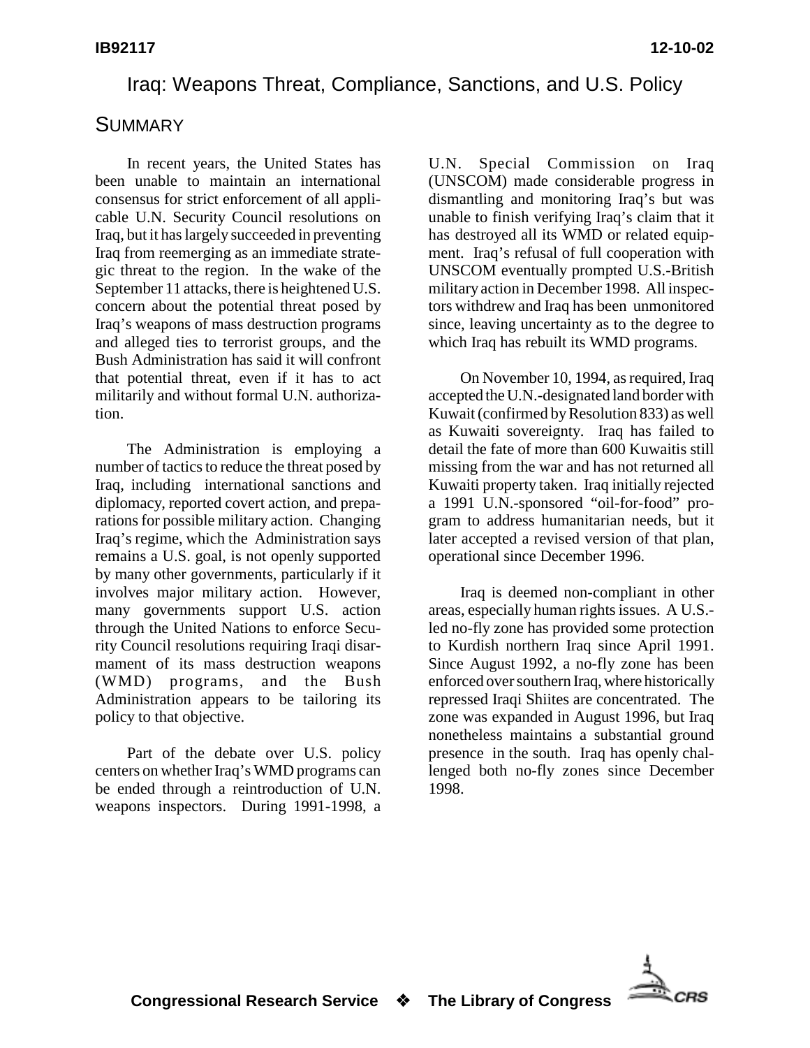# Iraq: Weapons Threat, Compliance, Sanctions, and U.S. Policy

## SUMMARY

In recent years, the United States has been unable to maintain an international consensus for strict enforcement of all applicable U.N. Security Council resolutions on Iraq, but it has largely succeeded in preventing Iraq from reemerging as an immediate strategic threat to the region. In the wake of the September 11 attacks, there is heightened U.S. concern about the potential threat posed by Iraq's weapons of mass destruction programs and alleged ties to terrorist groups, and the Bush Administration has said it will confront that potential threat, even if it has to act militarily and without formal U.N. authorization.

The Administration is employing a number of tactics to reduce the threat posed by Iraq, including international sanctions and diplomacy, reported covert action, and preparations for possible military action. Changing Iraq's regime, which the Administration says remains a U.S. goal, is not openly supported by many other governments, particularly if it involves major military action. However, many governments support U.S. action through the United Nations to enforce Security Council resolutions requiring Iraqi disarmament of its mass destruction weapons (WMD) programs, and the Bush Administration appears to be tailoring its policy to that objective.

Part of the debate over U.S. policy centers on whether Iraq's WMD programs can be ended through a reintroduction of U.N. weapons inspectors. During 1991-1998, a U.N. Special Commission on Iraq (UNSCOM) made considerable progress in dismantling and monitoring Iraq's but was unable to finish verifying Iraq's claim that it has destroyed all its WMD or related equipment. Iraq's refusal of full cooperation with UNSCOM eventually prompted U.S.-British military action in December 1998. All inspectors withdrew and Iraq has been unmonitored since, leaving uncertainty as to the degree to which Iraq has rebuilt its WMD programs.

On November 10, 1994, as required, Iraq accepted the U.N.-designated land border with Kuwait (confirmed by Resolution 833) as well as Kuwaiti sovereignty. Iraq has failed to detail the fate of more than 600 Kuwaitis still missing from the war and has not returned all Kuwaiti property taken. Iraq initially rejected a 1991 U.N.-sponsored "oil-for-food" program to address humanitarian needs, but it later accepted a revised version of that plan, operational since December 1996.

Iraq is deemed non-compliant in other areas, especially human rights issues. A U.S.-led no-fly zone has provided some protection to Kurdish northern Iraq since April 1991. Since August 1992, a no-fly zone has been enforced over southern Iraq, where historically repressed Iraqi Shiites are concentrated. The zone was expanded in August 1996, but Iraq nonetheless maintains a substantial ground presence in the south. Iraq has openly challenged both no-fly zones since December 1998.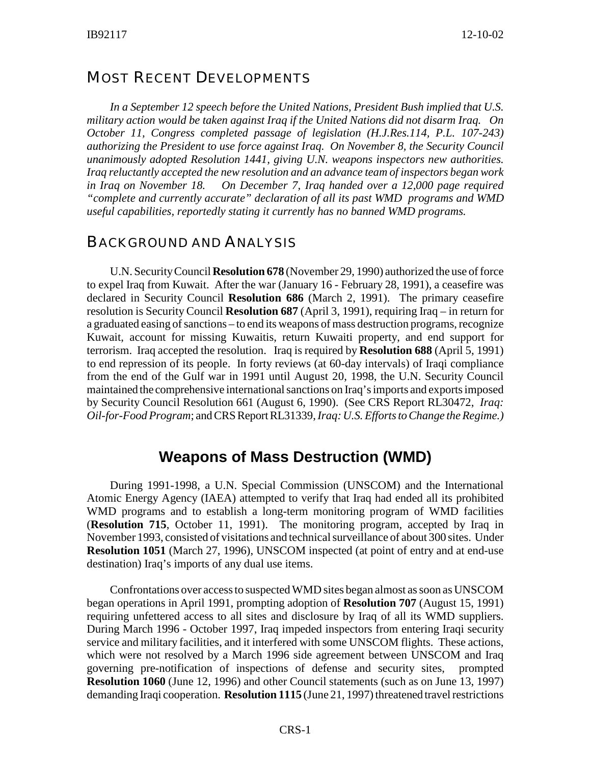## MOST RECENT DEVELOPMENTS

*In a September 12 speech before the United Nations, President Bush implied that U.S. military action would be taken against Iraq if the United Nations did not disarm Iraq. On October 11, Congress completed passage of legislation (H.J.Res.114, P.L. 107-243) authorizing the President to use force against Iraq. On November 8, the Security Council unanimously adopted Resolution 1441, giving U.N. weapons inspectors new authorities. Iraq reluctantly accepted the new resolution and an advance team of inspectors began work in Iraq on November 18. On December 7, Iraq handed over a 12,000 page required "complete and currently accurate" declaration of all its past WMD programs and WMD useful capabilities, reportedly stating it currently has no banned WMD programs.*

## BACKGROUND AND ANALYSIS

U.N. Security Council **Resolution 678** (November 29, 1990) authorized the use of force to expel Iraq from Kuwait. After the war (January 16 - February 28, 1991), a ceasefire was declared in Security Council **Resolution 686** (March 2, 1991). The primary ceasefire resolution is Security Council **Resolution 687** (April 3, 1991), requiring Iraq – in return for a graduated easing of sanctions – to end its weapons of mass destruction programs, recognize Kuwait, account for missing Kuwaitis, return Kuwaiti property, and end support for terrorism. Iraq accepted the resolution. Iraq is required by **Resolution 688** (April 5, 1991) to end repression of its people. In forty reviews (at 60-day intervals) of Iraqi compliance from the end of the Gulf war in 1991 until August 20, 1998, the U.N. Security Council maintained the comprehensive international sanctions on Iraq's imports and exports imposed by Security Council Resolution 661 (August 6, 1990). (See CRS Report RL30472, *Iraq: Oil-for-Food Program*; and CRS Report RL31339, *Iraq: U.S. Efforts to Change the Regime.)*

### Weapons of Mass Destruction (WMD)

During 1991-1998, a U.N. Special Commission (UNSCOM) and the International Atomic Energy Agency (IAEA) attempted to verify that Iraq had ended all its prohibited WMD programs and to establish a long-term monitoring program of WMD facilities (**Resolution 715**, October 11, 1991). The monitoring program, accepted by Iraq in November 1993, consisted of visitations and technical surveillance of about 300 sites. Under **Resolution 1051** (March 27, 1996), UNSCOM inspected (at point of entry and at end-use destination) Iraq's imports of any dual use items.

Confrontations over access to suspected WMD sites began almost as soon as UNSCOM began operations in April 1991, prompting adoption of **Resolution 707** (August 15, 1991) requiring unfettered access to all sites and disclosure by Iraq of all its WMD suppliers. During March 1996 - October 1997, Iraq impeded inspectors from entering Iraqi security service and military facilities, and it interfered with some UNSCOM flights. These actions, which were not resolved by a March 1996 side agreement between UNSCOM and Iraq governing pre-notification of inspections of defense and security sites, prompted **Resolution 1060** (June 12, 1996) and other Council statements (such as on June 13, 1997) demanding Iraqi cooperation. **Resolution 1115** (June 21, 1997) threatened travel restrictions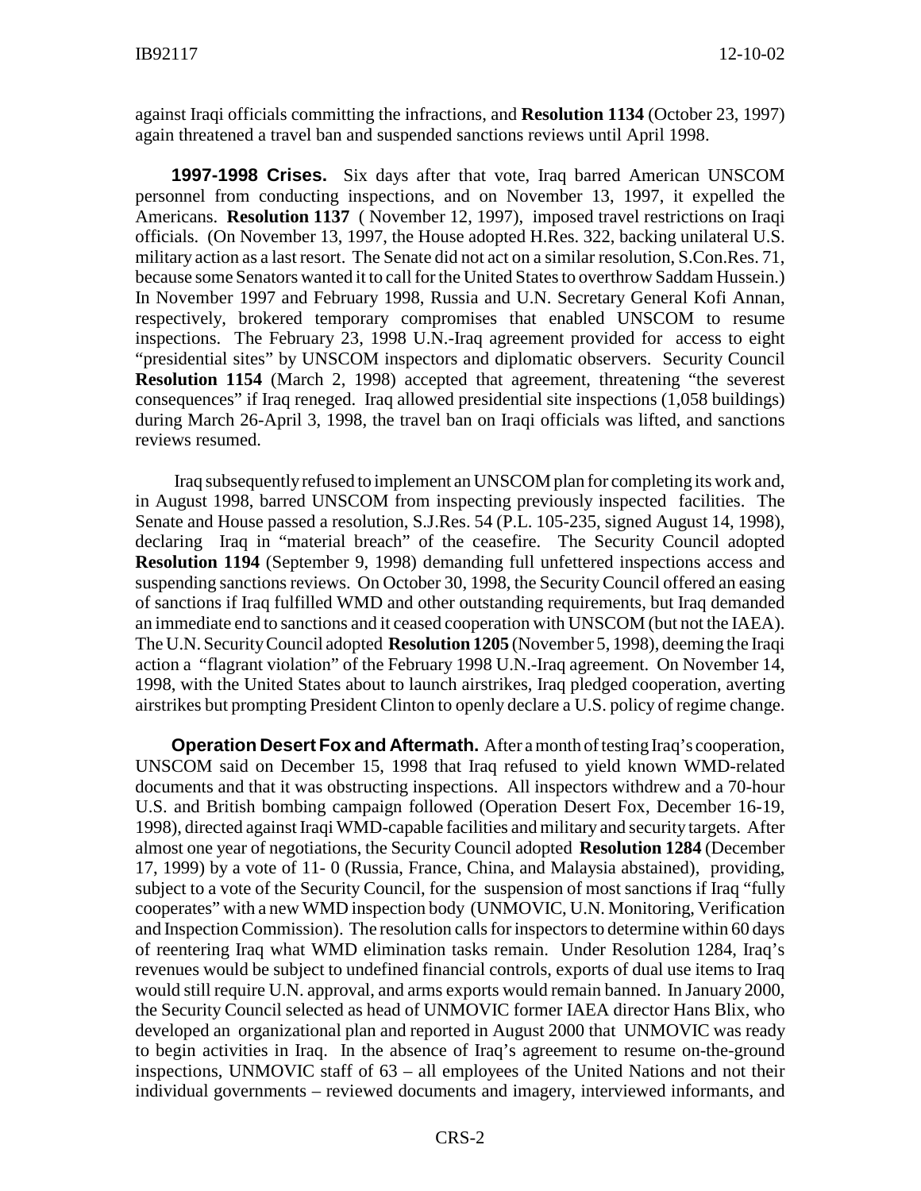against Iraqi officials committing the infractions, and **Resolution 1134** (October 23, 1997) again threatened a travel ban and suspended sanctions reviews until April 1998.

**1997-1998 Crises.** Six days after that vote, Iraq barred American UNSCOM personnel from conducting inspections, and on November 13, 1997, it expelled the Americans. **Resolution 1137** ( November 12, 1997), imposed travel restrictions on Iraqi officials. (On November 13, 1997, the House adopted H.Res. 322, backing unilateral U.S. military action as a last resort. The Senate did not act on a similar resolution, S.Con.Res. 71, because some Senators wanted it to call for the United States to overthrow Saddam Hussein.) In November 1997 and February 1998, Russia and U.N. Secretary General Kofi Annan, respectively, brokered temporary compromises that enabled UNSCOM to resume inspections. The February 23, 1998 U.N.-Iraq agreement provided for access to eight "presidential sites" by UNSCOM inspectors and diplomatic observers. Security Council **Resolution 1154** (March 2, 1998) accepted that agreement, threatening "the severest consequences" if Iraq reneged. Iraq allowed presidential site inspections (1,058 buildings) during March 26-April 3, 1998, the travel ban on Iraqi officials was lifted, and sanctions reviews resumed.

Iraq subsequently refused to implement an UNSCOM plan for completing its work and, in August 1998, barred UNSCOM from inspecting previously inspected facilities. The Senate and House passed a resolution, S.J.Res. 54 (P.L. 105-235, signed August 14, 1998), declaring Iraq in "material breach" of the ceasefire. The Security Council adopted **Resolution 1194** (September 9, 1998) demanding full unfettered inspections access and suspending sanctions reviews. On October 30, 1998, the Security Council offered an easing of sanctions if Iraq fulfilled WMD and other outstanding requirements, but Iraq demanded an immediate end to sanctions and it ceased cooperation with UNSCOM (but not the IAEA). The U.N. Security Council adopted **Resolution 1205** (November 5, 1998), deeming the Iraqi action a "flagrant violation" of the February 1998 U.N.-Iraq agreement. On November 14, 1998, with the United States about to launch airstrikes, Iraq pledged cooperation, averting airstrikes but prompting President Clinton to openly declare a U.S. policy of regime change.

**Operation Desert Fox and Aftermath.** After a month of testing Iraq's cooperation, UNSCOM said on December 15, 1998 that Iraq refused to yield known WMD-related documents and that it was obstructing inspections. All inspectors withdrew and a 70-hour U.S. and British bombing campaign followed (Operation Desert Fox, December 16-19, 1998), directed against Iraqi WMD-capable facilities and military and security targets. After almost one year of negotiations, the Security Council adopted **Resolution 1284** (December 17, 1999) by a vote of 11- 0 (Russia, France, China, and Malaysia abstained), providing, subject to a vote of the Security Council, for the suspension of most sanctions if Iraq "fully cooperates" with a new WMD inspection body (UNMOVIC, U.N. Monitoring, Verification and Inspection Commission). The resolution calls for inspectors to determine within 60 days of reentering Iraq what WMD elimination tasks remain. Under Resolution 1284, Iraq's revenues would be subject to undefined financial controls, exports of dual use items to Iraq would still require U.N. approval, and arms exports would remain banned. In January 2000, the Security Council selected as head of UNMOVIC former IAEA director Hans Blix, who developed an organizational plan and reported in August 2000 that UNMOVIC was ready to begin activities in Iraq. In the absence of Iraq's agreement to resume on-the-ground inspections, UNMOVIC staff of 63 – all employees of the United Nations and not their individual governments – reviewed documents and imagery, interviewed informants, and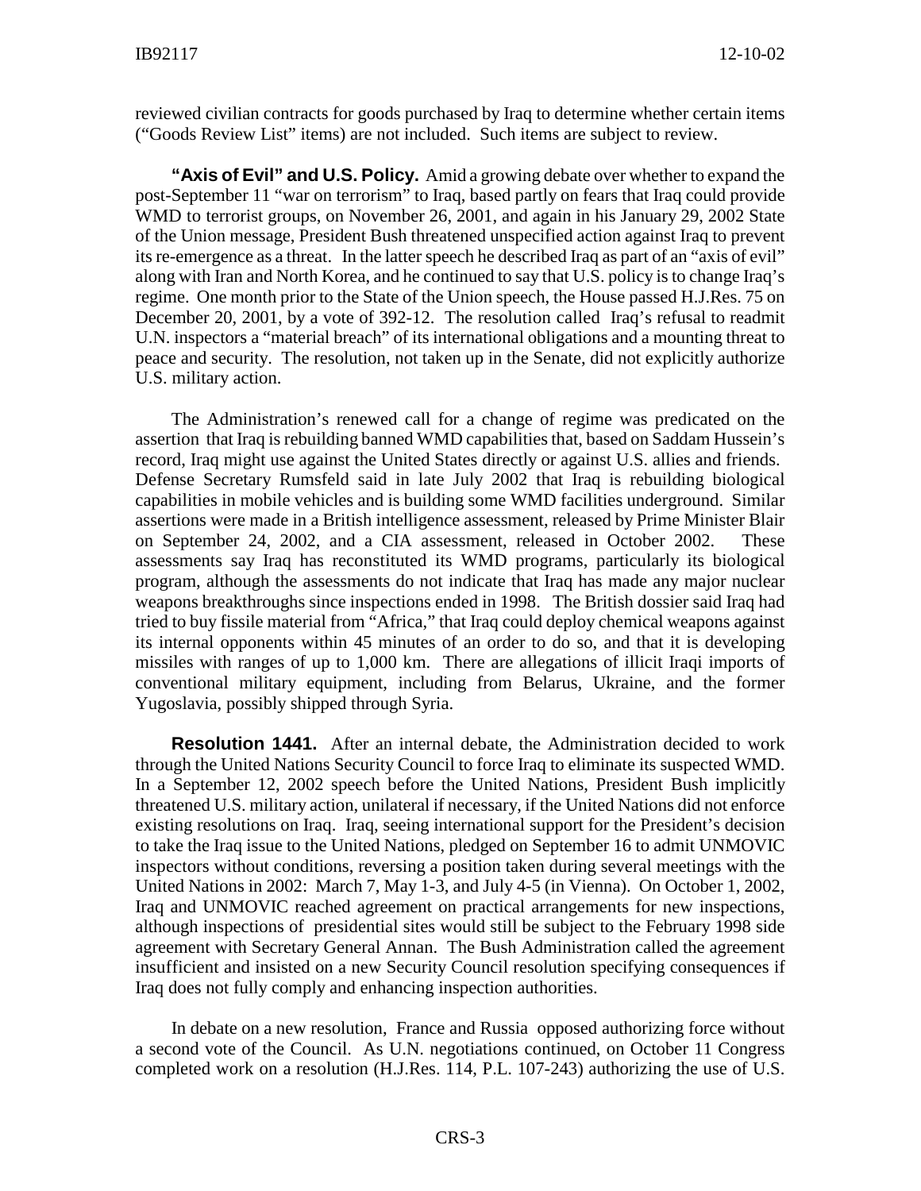reviewed civilian contracts for goods purchased by Iraq to determine whether certain items ("Goods Review List" items) are not included. Such items are subject to review.

**"Axis of Evil" and U.S. Policy.** Amid a growing debate over whether to expand the post-September 11 "war on terrorism" to Iraq, based partly on fears that Iraq could provide WMD to terrorist groups, on November 26, 2001, and again in his January 29, 2002 State of the Union message, President Bush threatened unspecified action against Iraq to prevent its re-emergence as a threat. In the latter speech he described Iraq as part of an "axis of evil" along with Iran and North Korea, and he continued to say that U.S. policy is to change Iraq's regime. One month prior to the State of the Union speech, the House passed H.J.Res. 75 on December 20, 2001, by a vote of 392-12. The resolution called Iraq's refusal to readmit U.N. inspectors a "material breach" of its international obligations and a mounting threat to peace and security. The resolution, not taken up in the Senate, did not explicitly authorize U.S. military action.

The Administration's renewed call for a change of regime was predicated on the assertion that Iraq is rebuilding banned WMD capabilities that, based on Saddam Hussein's record, Iraq might use against the United States directly or against U.S. allies and friends. Defense Secretary Rumsfeld said in late July 2002 that Iraq is rebuilding biological capabilities in mobile vehicles and is building some WMD facilities underground. Similar assertions were made in a British intelligence assessment, released by Prime Minister Blair on September 24, 2002, and a CIA assessment, released in October 2002. These assessments say Iraq has reconstituted its WMD programs, particularly its biological program, although the assessments do not indicate that Iraq has made any major nuclear weapons breakthroughs since inspections ended in 1998. The British dossier said Iraq had tried to buy fissile material from "Africa," that Iraq could deploy chemical weapons against its internal opponents within 45 minutes of an order to do so, and that it is developing missiles with ranges of up to 1,000 km. There are allegations of illicit Iraqi imports of conventional military equipment, including from Belarus, Ukraine, and the former Yugoslavia, possibly shipped through Syria.

**Resolution 1441.** After an internal debate, the Administration decided to work through the United Nations Security Council to force Iraq to eliminate its suspected WMD. In a September 12, 2002 speech before the United Nations, President Bush implicitly threatened U.S. military action, unilateral if necessary, if the United Nations did not enforce existing resolutions on Iraq. Iraq, seeing international support for the President's decision to take the Iraq issue to the United Nations, pledged on September 16 to admit UNMOVIC inspectors without conditions, reversing a position taken during several meetings with the United Nations in 2002: March 7, May 1-3, and July 4-5 (in Vienna). On October 1, 2002, Iraq and UNMOVIC reached agreement on practical arrangements for new inspections, although inspections of presidential sites would still be subject to the February 1998 side agreement with Secretary General Annan. The Bush Administration called the agreement insufficient and insisted on a new Security Council resolution specifying consequences if Iraq does not fully comply and enhancing inspection authorities.

In debate on a new resolution, France and Russia opposed authorizing force without a second vote of the Council. As U.N. negotiations continued, on October 11 Congress completed work on a resolution (H.J.Res. 114, P.L. 107-243) authorizing the use of U.S.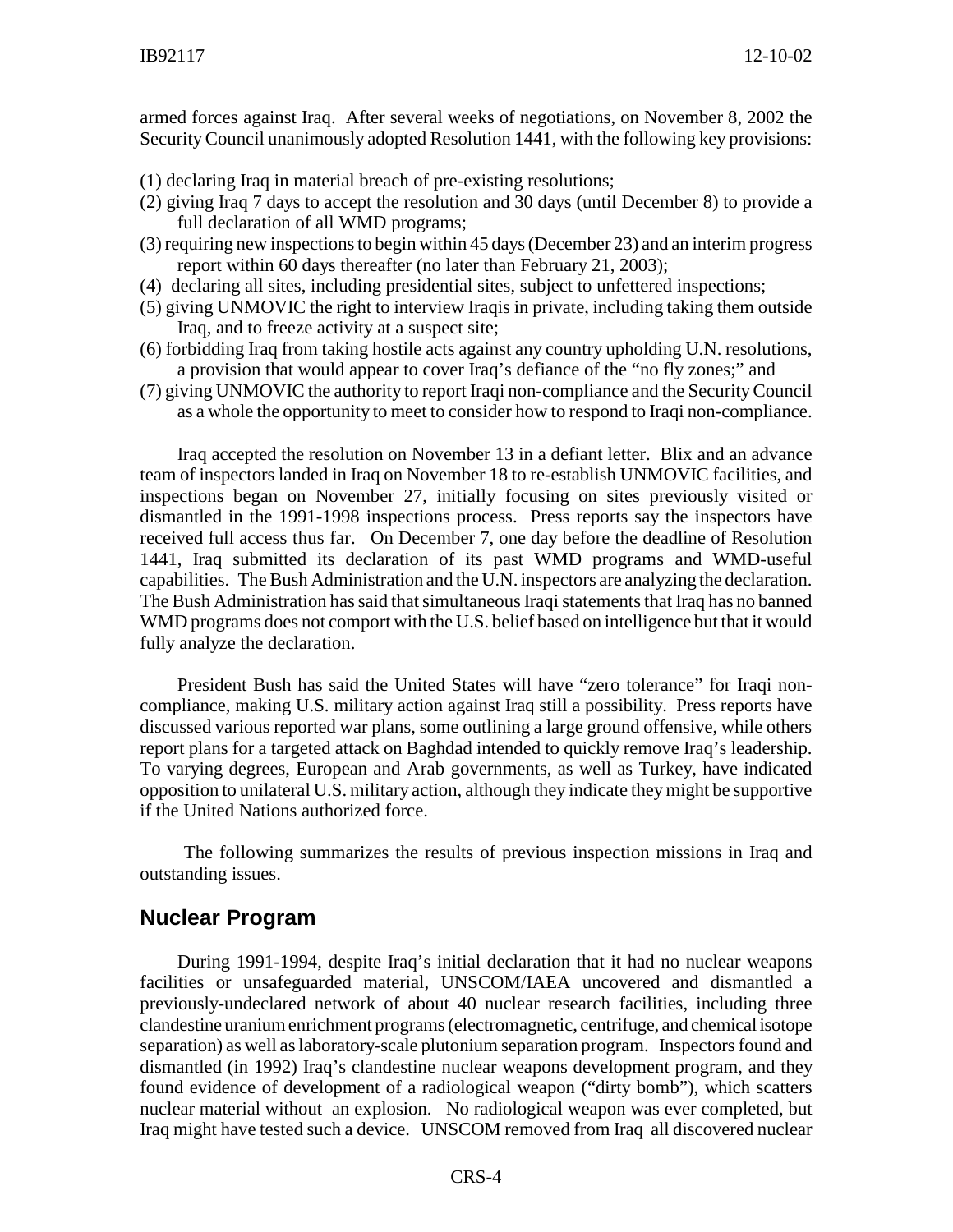armed forces against Iraq. After several weeks of negotiations, on November 8, 2002 the Security Council unanimously adopted Resolution 1441, with the following key provisions:

(1) declaring Iraq in material breach of pre-existing resolutions;
(2) giving Iraq 7 days to accept the resolution and 30 days (until December 8) to provide a full declaration of all WMD programs;
(3) requiring new inspections to begin within 45 days (December 23) and an interim progress report within 60 days thereafter (no later than February 21, 2003);
(4) declaring all sites, including presidential sites, subject to unfettered inspections;
(5) giving UNMOVIC the right to interview Iraqis in private, including taking them outside Iraq, and to freeze activity at a suspect site;
(6) forbidding Iraq from taking hostile acts against any country upholding U.N. resolutions, a provision that would appear to cover Iraq's defiance of the "no fly zones;" and
(7) giving UNMOVIC the authority to report Iraqi non-compliance and the Security Council as a whole the opportunity to meet to consider how to respond to Iraqi non-compliance.

Iraq accepted the resolution on November 13 in a defiant letter. Blix and an advance team of inspectors landed in Iraq on November 18 to re-establish UNMOVIC facilities, and inspections began on November 27, initially focusing on sites previously visited or dismantled in the 1991-1998 inspections process. Press reports say the inspectors have received full access thus far. On December 7, one day before the deadline of Resolution 1441, Iraq submitted its declaration of its past WMD programs and WMD-useful capabilities. The Bush Administration and the U.N. inspectors are analyzing the declaration. The Bush Administration has said that simultaneous Iraqi statements that Iraq has no banned WMD programs does not comport with the U.S. belief based on intelligence but that it would fully analyze the declaration.

President Bush has said the United States will have "zero tolerance" for Iraqi non-compliance, making U.S. military action against Iraq still a possibility. Press reports have discussed various reported war plans, some outlining a large ground offensive, while others report plans for a targeted attack on Baghdad intended to quickly remove Iraq's leadership. To varying degrees, European and Arab governments, as well as Turkey, have indicated opposition to unilateral U.S. military action, although they indicate they might be supportive if the United Nations authorized force.

The following summarizes the results of previous inspection missions in Iraq and outstanding issues.

## Nuclear Program

During 1991-1994, despite Iraq's initial declaration that it had no nuclear weapons facilities or unsafeguarded material, UNSCOM/IAEA uncovered and dismantled a previously-undeclared network of about 40 nuclear research facilities, including three clandestine uranium enrichment programs (electromagnetic, centrifuge, and chemical isotope separation) as well as laboratory-scale plutonium separation program. Inspectors found and dismantled (in 1992) Iraq's clandestine nuclear weapons development program, and they found evidence of development of a radiological weapon ("dirty bomb"), which scatters nuclear material without an explosion. No radiological weapon was ever completed, but Iraq might have tested such a device. UNSCOM removed from Iraq all discovered nuclear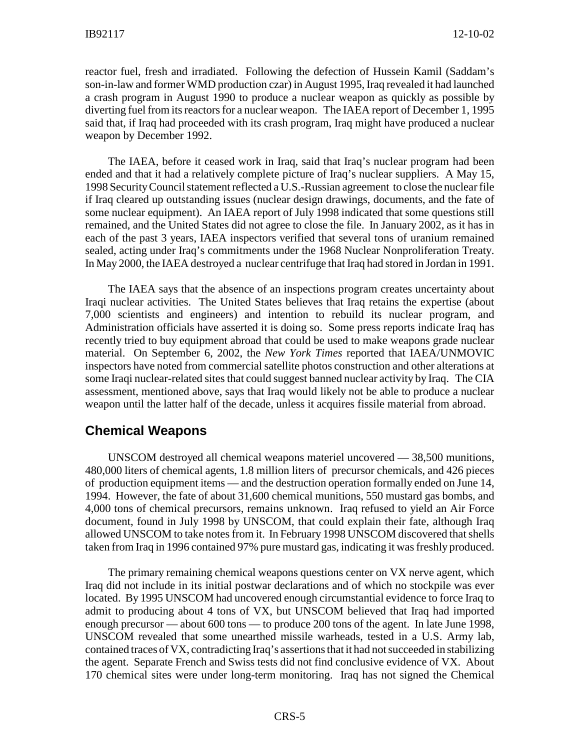reactor fuel, fresh and irradiated. Following the defection of Hussein Kamil (Saddam's son-in-law and former WMD production czar) in August 1995, Iraq revealed it had launched a crash program in August 1990 to produce a nuclear weapon as quickly as possible by diverting fuel from its reactors for a nuclear weapon. The IAEA report of December 1, 1995 said that, if Iraq had proceeded with its crash program, Iraq might have produced a nuclear weapon by December 1992.

The IAEA, before it ceased work in Iraq, said that Iraq's nuclear program had been ended and that it had a relatively complete picture of Iraq's nuclear suppliers. A May 15, 1998 Security Council statement reflected a U.S.-Russian agreement to close the nuclear file if Iraq cleared up outstanding issues (nuclear design drawings, documents, and the fate of some nuclear equipment). An IAEA report of July 1998 indicated that some questions still remained, and the United States did not agree to close the file. In January 2002, as it has in each of the past 3 years, IAEA inspectors verified that several tons of uranium remained sealed, acting under Iraq's commitments under the 1968 Nuclear Nonproliferation Treaty. In May 2000, the IAEA destroyed a nuclear centrifuge that Iraq had stored in Jordan in 1991.

The IAEA says that the absence of an inspections program creates uncertainty about Iraqi nuclear activities. The United States believes that Iraq retains the expertise (about 7,000 scientists and engineers) and intention to rebuild its nuclear program, and Administration officials have asserted it is doing so. Some press reports indicate Iraq has recently tried to buy equipment abroad that could be used to make weapons grade nuclear material. On September 6, 2002, the *New York Times* reported that IAEA/UNMOVIC inspectors have noted from commercial satellite photos construction and other alterations at some Iraqi nuclear-related sites that could suggest banned nuclear activity by Iraq. The CIA assessment, mentioned above, says that Iraq would likely not be able to produce a nuclear weapon until the latter half of the decade, unless it acquires fissile material from abroad.

## Chemical Weapons

UNSCOM destroyed all chemical weapons materiel uncovered — 38,500 munitions, 480,000 liters of chemical agents, 1.8 million liters of precursor chemicals, and 426 pieces of production equipment items — and the destruction operation formally ended on June 14, 1994. However, the fate of about 31,600 chemical munitions, 550 mustard gas bombs, and 4,000 tons of chemical precursors, remains unknown. Iraq refused to yield an Air Force document, found in July 1998 by UNSCOM, that could explain their fate, although Iraq allowed UNSCOM to take notes from it. In February 1998 UNSCOM discovered that shells taken from Iraq in 1996 contained 97% pure mustard gas, indicating it was freshly produced.

The primary remaining chemical weapons questions center on VX nerve agent, which Iraq did not include in its initial postwar declarations and of which no stockpile was ever located. By 1995 UNSCOM had uncovered enough circumstantial evidence to force Iraq to admit to producing about 4 tons of VX, but UNSCOM believed that Iraq had imported enough precursor — about 600 tons — to produce 200 tons of the agent. In late June 1998, UNSCOM revealed that some unearthed missile warheads, tested in a U.S. Army lab, contained traces of VX, contradicting Iraq's assertions that it had not succeeded in stabilizing the agent. Separate French and Swiss tests did not find conclusive evidence of VX. About 170 chemical sites were under long-term monitoring. Iraq has not signed the Chemical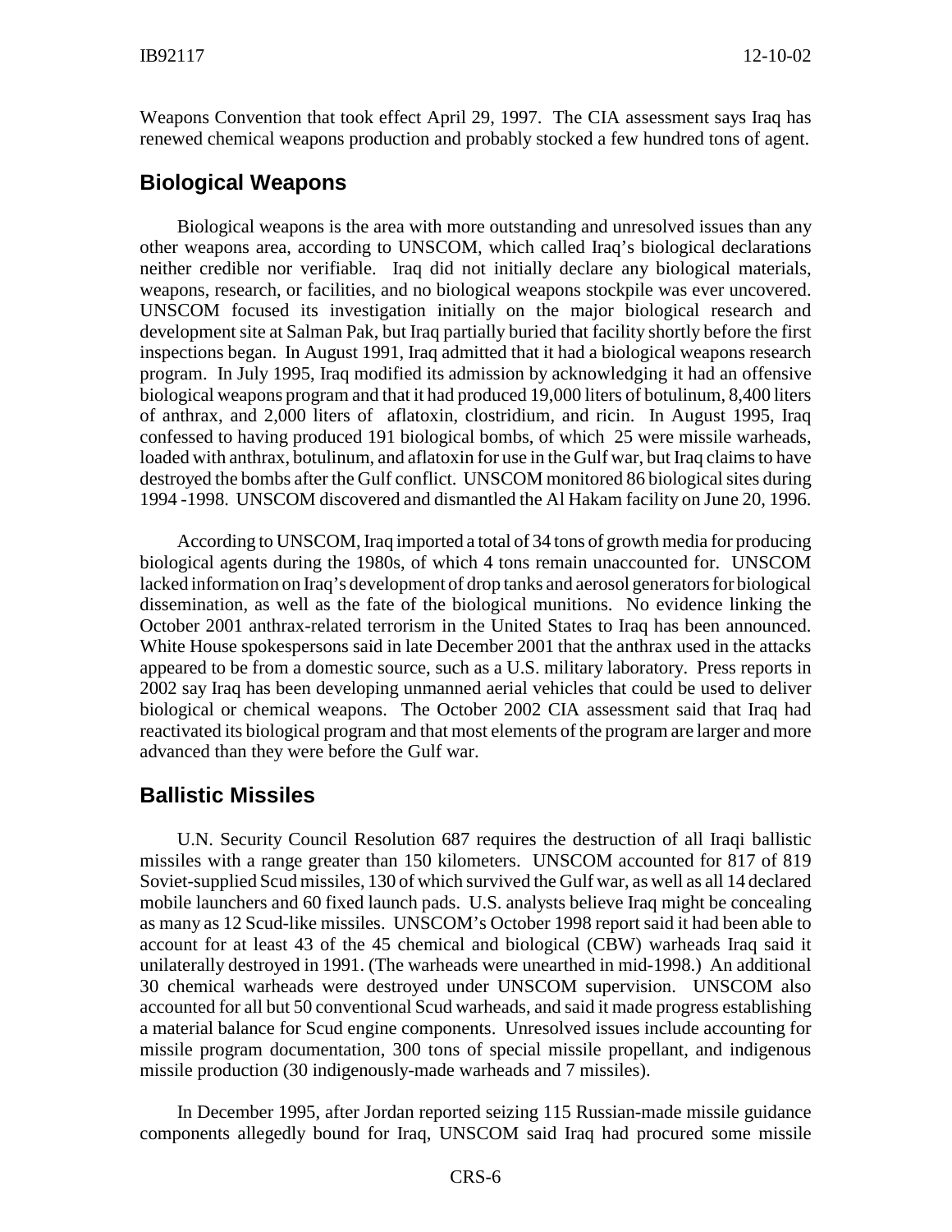Weapons Convention that took effect April 29, 1997. The CIA assessment says Iraq has renewed chemical weapons production and probably stocked a few hundred tons of agent.

## Biological Weapons

Biological weapons is the area with more outstanding and unresolved issues than any other weapons area, according to UNSCOM, which called Iraq's biological declarations neither credible nor verifiable. Iraq did not initially declare any biological materials, weapons, research, or facilities, and no biological weapons stockpile was ever uncovered. UNSCOM focused its investigation initially on the major biological research and development site at Salman Pak, but Iraq partially buried that facility shortly before the first inspections began. In August 1991, Iraq admitted that it had a biological weapons research program. In July 1995, Iraq modified its admission by acknowledging it had an offensive biological weapons program and that it had produced 19,000 liters of botulinum, 8,400 liters of anthrax, and 2,000 liters of aflatoxin, clostridium, and ricin. In August 1995, Iraq confessed to having produced 191 biological bombs, of which 25 were missile warheads, loaded with anthrax, botulinum, and aflatoxin for use in the Gulf war, but Iraq claims to have destroyed the bombs after the Gulf conflict. UNSCOM monitored 86 biological sites during 1994 -1998. UNSCOM discovered and dismantled the Al Hakam facility on June 20, 1996.

According to UNSCOM, Iraq imported a total of 34 tons of growth media for producing biological agents during the 1980s, of which 4 tons remain unaccounted for. UNSCOM lacked information on Iraq's development of drop tanks and aerosol generators for biological dissemination, as well as the fate of the biological munitions. No evidence linking the October 2001 anthrax-related terrorism in the United States to Iraq has been announced. White House spokespersons said in late December 2001 that the anthrax used in the attacks appeared to be from a domestic source, such as a U.S. military laboratory. Press reports in 2002 say Iraq has been developing unmanned aerial vehicles that could be used to deliver biological or chemical weapons. The October 2002 CIA assessment said that Iraq had reactivated its biological program and that most elements of the program are larger and more advanced than they were before the Gulf war.

## Ballistic Missiles

U.N. Security Council Resolution 687 requires the destruction of all Iraqi ballistic missiles with a range greater than 150 kilometers. UNSCOM accounted for 817 of 819 Soviet-supplied Scud missiles, 130 of which survived the Gulf war, as well as all 14 declared mobile launchers and 60 fixed launch pads. U.S. analysts believe Iraq might be concealing as many as 12 Scud-like missiles. UNSCOM's October 1998 report said it had been able to account for at least 43 of the 45 chemical and biological (CBW) warheads Iraq said it unilaterally destroyed in 1991. (The warheads were unearthed in mid-1998.) An additional 30 chemical warheads were destroyed under UNSCOM supervision. UNSCOM also accounted for all but 50 conventional Scud warheads, and said it made progress establishing a material balance for Scud engine components. Unresolved issues include accounting for missile program documentation, 300 tons of special missile propellant, and indigenous missile production (30 indigenously-made warheads and 7 missiles).

In December 1995, after Jordan reported seizing 115 Russian-made missile guidance components allegedly bound for Iraq, UNSCOM said Iraq had procured some missile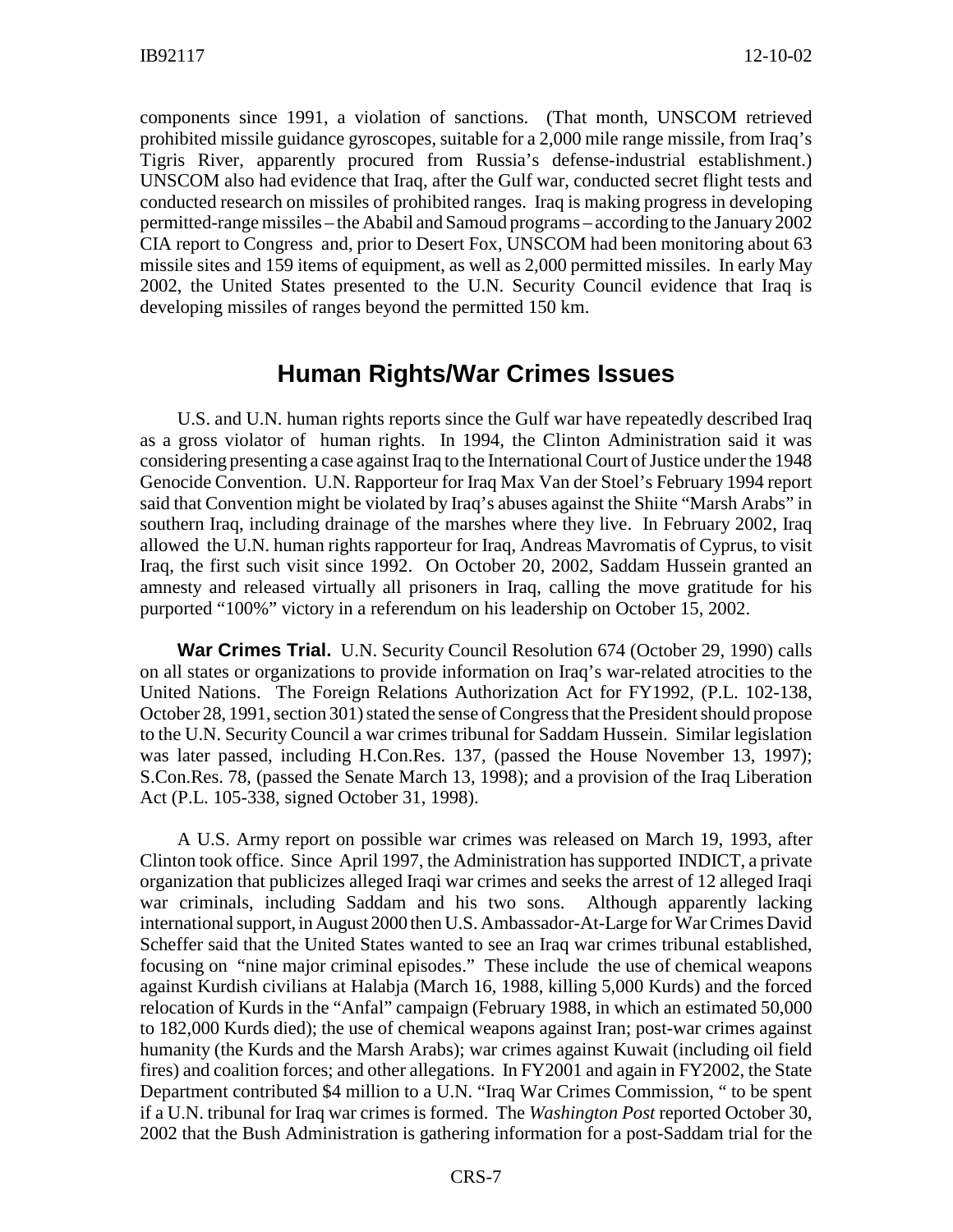components since 1991, a violation of sanctions. (That month, UNSCOM retrieved prohibited missile guidance gyroscopes, suitable for a 2,000 mile range missile, from Iraq's Tigris River, apparently procured from Russia's defense-industrial establishment.) UNSCOM also had evidence that Iraq, after the Gulf war, conducted secret flight tests and conducted research on missiles of prohibited ranges. Iraq is making progress in developing permitted-range missiles – the Ababil and Samoud programs – according to the January 2002 CIA report to Congress and, prior to Desert Fox, UNSCOM had been monitoring about 63 missile sites and 159 items of equipment, as well as 2,000 permitted missiles. In early May 2002, the United States presented to the U.N. Security Council evidence that Iraq is developing missiles of ranges beyond the permitted 150 km.

## Human Rights/War Crimes Issues

U.S. and U.N. human rights reports since the Gulf war have repeatedly described Iraq as a gross violator of human rights. In 1994, the Clinton Administration said it was considering presenting a case against Iraq to the International Court of Justice under the 1948 Genocide Convention. U.N. Rapporteur for Iraq Max Van der Stoel's February 1994 report said that Convention might be violated by Iraq's abuses against the Shiite "Marsh Arabs" in southern Iraq, including drainage of the marshes where they live. In February 2002, Iraq allowed the U.N. human rights rapporteur for Iraq, Andreas Mavromatis of Cyprus, to visit Iraq, the first such visit since 1992. On October 20, 2002, Saddam Hussein granted an amnesty and released virtually all prisoners in Iraq, calling the move gratitude for his purported "100%" victory in a referendum on his leadership on October 15, 2002.

**War Crimes Trial.** U.N. Security Council Resolution 674 (October 29, 1990) calls on all states or organizations to provide information on Iraq's war-related atrocities to the United Nations. The Foreign Relations Authorization Act for FY1992, (P.L. 102-138, October 28, 1991, section 301) stated the sense of Congress that the President should propose to the U.N. Security Council a war crimes tribunal for Saddam Hussein. Similar legislation was later passed, including H.Con.Res. 137, (passed the House November 13, 1997); S.Con.Res. 78, (passed the Senate March 13, 1998); and a provision of the Iraq Liberation Act (P.L. 105-338, signed October 31, 1998).

A U.S. Army report on possible war crimes was released on March 19, 1993, after Clinton took office. Since April 1997, the Administration has supported INDICT, a private organization that publicizes alleged Iraqi war crimes and seeks the arrest of 12 alleged Iraqi war criminals, including Saddam and his two sons. Although apparently lacking international support, in August 2000 then U.S. Ambassador-At-Large for War Crimes David Scheffer said that the United States wanted to see an Iraq war crimes tribunal established, focusing on "nine major criminal episodes." These include the use of chemical weapons against Kurdish civilians at Halabja (March 16, 1988, killing 5,000 Kurds) and the forced relocation of Kurds in the "Anfal" campaign (February 1988, in which an estimated 50,000 to 182,000 Kurds died); the use of chemical weapons against Iran; post-war crimes against humanity (the Kurds and the Marsh Arabs); war crimes against Kuwait (including oil field fires) and coalition forces; and other allegations. In FY2001 and again in FY2002, the State Department contributed $4 million to a U.N. "Iraq War Crimes Commission, " to be spent if a U.N. tribunal for Iraq war crimes is formed. The *Washington Post* reported October 30, 2002 that the Bush Administration is gathering information for a post-Saddam trial for the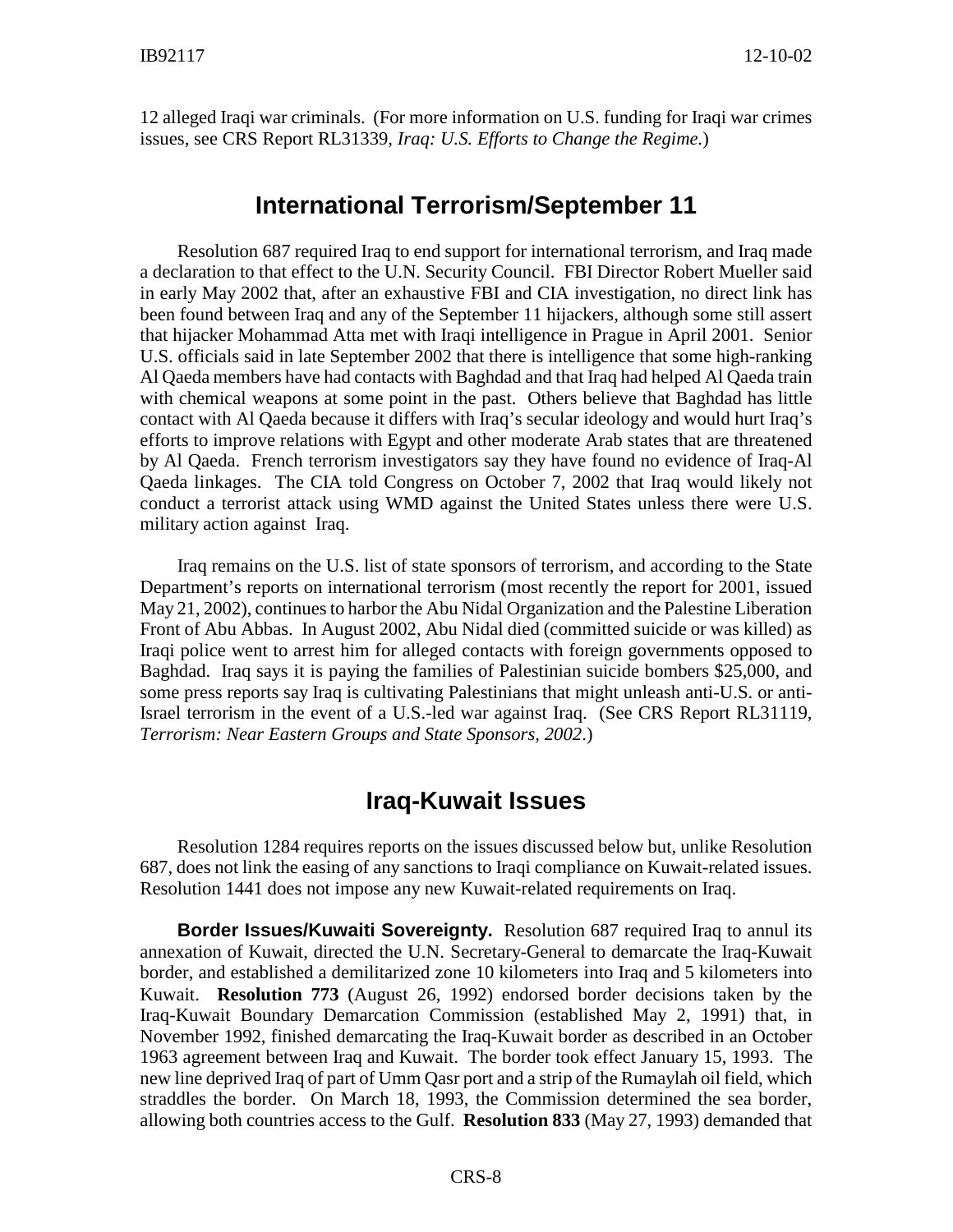12 alleged Iraqi war criminals. (For more information on U.S. funding for Iraqi war crimes issues, see CRS Report RL31339, *Iraq: U.S. Efforts to Change the Regime.*)

## International Terrorism/September 11

Resolution 687 required Iraq to end support for international terrorism, and Iraq made a declaration to that effect to the U.N. Security Council. FBI Director Robert Mueller said in early May 2002 that, after an exhaustive FBI and CIA investigation, no direct link has been found between Iraq and any of the September 11 hijackers, although some still assert that hijacker Mohammad Atta met with Iraqi intelligence in Prague in April 2001. Senior U.S. officials said in late September 2002 that there is intelligence that some high-ranking Al Qaeda members have had contacts with Baghdad and that Iraq had helped Al Qaeda train with chemical weapons at some point in the past. Others believe that Baghdad has little contact with Al Qaeda because it differs with Iraq's secular ideology and would hurt Iraq's efforts to improve relations with Egypt and other moderate Arab states that are threatened by Al Qaeda. French terrorism investigators say they have found no evidence of Iraq-Al Qaeda linkages. The CIA told Congress on October 7, 2002 that Iraq would likely not conduct a terrorist attack using WMD against the United States unless there were U.S. military action against Iraq.

Iraq remains on the U.S. list of state sponsors of terrorism, and according to the State Department's reports on international terrorism (most recently the report for 2001, issued May 21, 2002), continues to harbor the Abu Nidal Organization and the Palestine Liberation Front of Abu Abbas. In August 2002, Abu Nidal died (committed suicide or was killed) as Iraqi police went to arrest him for alleged contacts with foreign governments opposed to Baghdad. Iraq says it is paying the families of Palestinian suicide bombers $25,000, and some press reports say Iraq is cultivating Palestinians that might unleash anti-U.S. or anti-Israel terrorism in the event of a U.S.-led war against Iraq. (See CRS Report RL31119, *Terrorism: Near Eastern Groups and State Sponsors, 2002*.)

## Iraq-Kuwait Issues

Resolution 1284 requires reports on the issues discussed below but, unlike Resolution 687, does not link the easing of any sanctions to Iraqi compliance on Kuwait-related issues. Resolution 1441 does not impose any new Kuwait-related requirements on Iraq.

**Border Issues/Kuwaiti Sovereignty.** Resolution 687 required Iraq to annul its annexation of Kuwait, directed the U.N. Secretary-General to demarcate the Iraq-Kuwait border, and established a demilitarized zone 10 kilometers into Iraq and 5 kilometers into Kuwait. **Resolution 773** (August 26, 1992) endorsed border decisions taken by the Iraq-Kuwait Boundary Demarcation Commission (established May 2, 1991) that, in November 1992, finished demarcating the Iraq-Kuwait border as described in an October 1963 agreement between Iraq and Kuwait. The border took effect January 15, 1993. The new line deprived Iraq of part of Umm Qasr port and a strip of the Rumaylah oil field, which straddles the border. On March 18, 1993, the Commission determined the sea border, allowing both countries access to the Gulf. **Resolution 833** (May 27, 1993) demanded that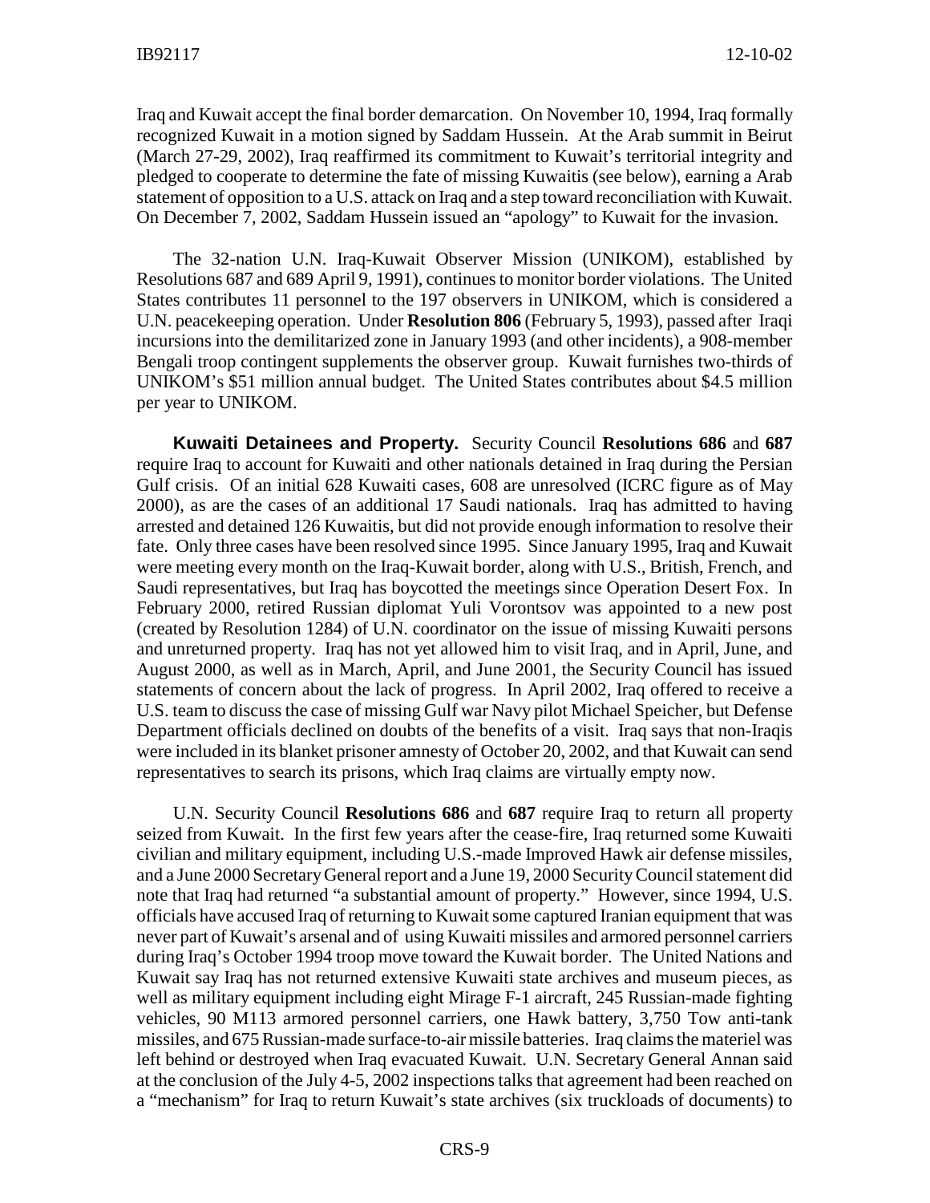Iraq and Kuwait accept the final border demarcation. On November 10, 1994, Iraq formally recognized Kuwait in a motion signed by Saddam Hussein. At the Arab summit in Beirut (March 27-29, 2002), Iraq reaffirmed its commitment to Kuwait's territorial integrity and pledged to cooperate to determine the fate of missing Kuwaitis (see below), earning a Arab statement of opposition to a U.S. attack on Iraq and a step toward reconciliation with Kuwait. On December 7, 2002, Saddam Hussein issued an "apology" to Kuwait for the invasion.

The 32-nation U.N. Iraq-Kuwait Observer Mission (UNIKOM), established by Resolutions 687 and 689 April 9, 1991), continues to monitor border violations. The United States contributes 11 personnel to the 197 observers in UNIKOM, which is considered a U.N. peacekeeping operation. Under **Resolution 806** (February 5, 1993), passed after Iraqi incursions into the demilitarized zone in January 1993 (and other incidents), a 908-member Bengali troop contingent supplements the observer group. Kuwait furnishes two-thirds of UNIKOM's $51 million annual budget. The United States contributes about $4.5 million per year to UNIKOM.

**Kuwaiti Detainees and Property.** Security Council **Resolutions 686** and **687** require Iraq to account for Kuwaiti and other nationals detained in Iraq during the Persian Gulf crisis. Of an initial 628 Kuwaiti cases, 608 are unresolved (ICRC figure as of May 2000), as are the cases of an additional 17 Saudi nationals. Iraq has admitted to having arrested and detained 126 Kuwaitis, but did not provide enough information to resolve their fate. Only three cases have been resolved since 1995. Since January 1995, Iraq and Kuwait were meeting every month on the Iraq-Kuwait border, along with U.S., British, French, and Saudi representatives, but Iraq has boycotted the meetings since Operation Desert Fox. In February 2000, retired Russian diplomat Yuli Vorontsov was appointed to a new post (created by Resolution 1284) of U.N. coordinator on the issue of missing Kuwaiti persons and unreturned property. Iraq has not yet allowed him to visit Iraq, and in April, June, and August 2000, as well as in March, April, and June 2001, the Security Council has issued statements of concern about the lack of progress. In April 2002, Iraq offered to receive a U.S. team to discuss the case of missing Gulf war Navy pilot Michael Speicher, but Defense Department officials declined on doubts of the benefits of a visit. Iraq says that non-Iraqis were included in its blanket prisoner amnesty of October 20, 2002, and that Kuwait can send representatives to search its prisons, which Iraq claims are virtually empty now.

U.N. Security Council **Resolutions 686** and **687** require Iraq to return all property seized from Kuwait. In the first few years after the cease-fire, Iraq returned some Kuwaiti civilian and military equipment, including U.S.-made Improved Hawk air defense missiles, and a June 2000 Secretary General report and a June 19, 2000 Security Council statement did note that Iraq had returned "a substantial amount of property." However, since 1994, U.S. officials have accused Iraq of returning to Kuwait some captured Iranian equipment that was never part of Kuwait's arsenal and of using Kuwaiti missiles and armored personnel carriers during Iraq's October 1994 troop move toward the Kuwait border. The United Nations and Kuwait say Iraq has not returned extensive Kuwaiti state archives and museum pieces, as well as military equipment including eight Mirage F-1 aircraft, 245 Russian-made fighting vehicles, 90 M113 armored personnel carriers, one Hawk battery, 3,750 Tow anti-tank missiles, and 675 Russian-made surface-to-air missile batteries. Iraq claims the materiel was left behind or destroyed when Iraq evacuated Kuwait. U.N. Secretary General Annan said at the conclusion of the July 4-5, 2002 inspections talks that agreement had been reached on a "mechanism" for Iraq to return Kuwait's state archives (six truckloads of documents) to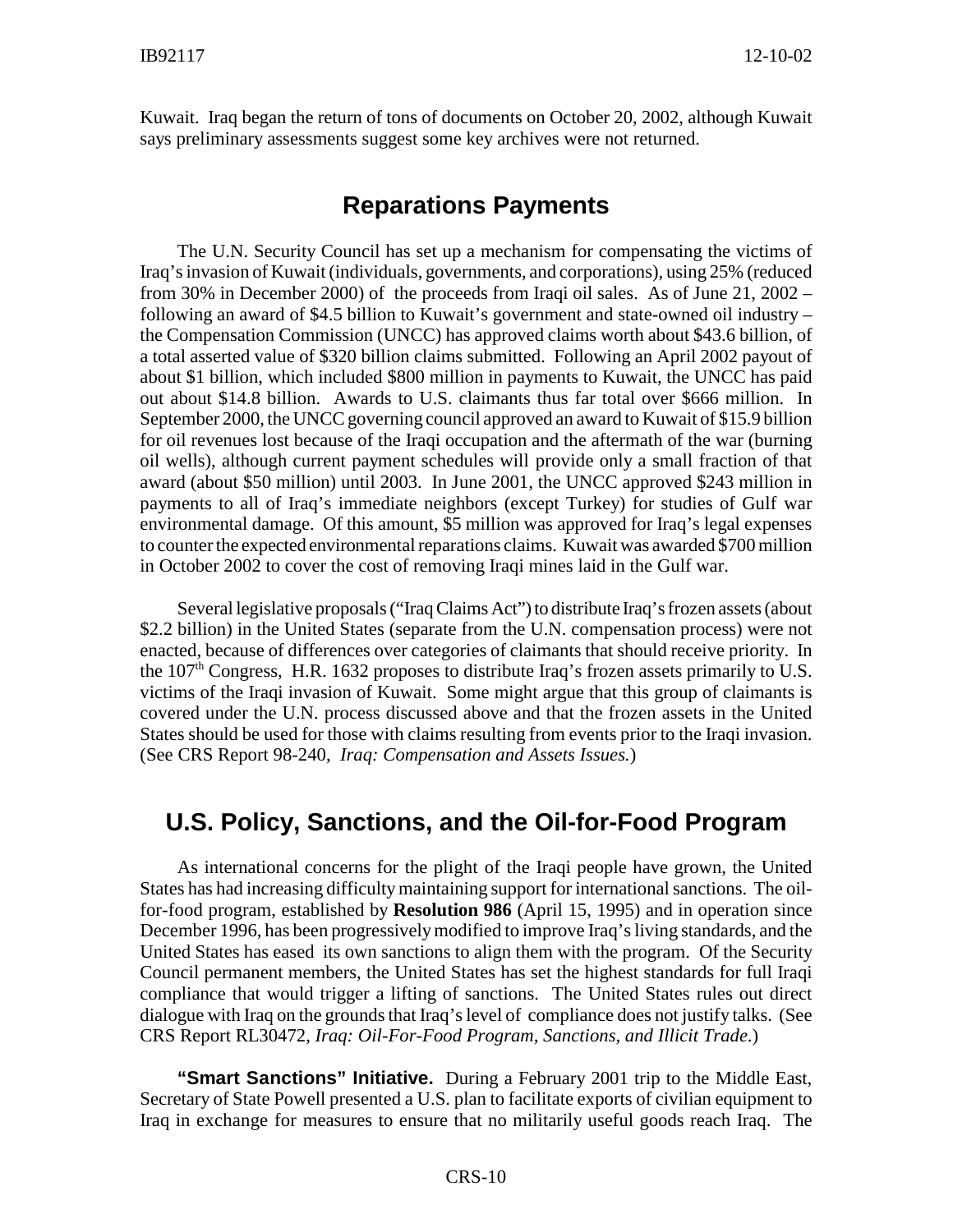Kuwait. Iraq began the return of tons of documents on October 20, 2002, although Kuwait says preliminary assessments suggest some key archives were not returned.

## Reparations Payments

The U.N. Security Council has set up a mechanism for compensating the victims of Iraq's invasion of Kuwait (individuals, governments, and corporations), using 25% (reduced from 30% in December 2000) of the proceeds from Iraqi oil sales. As of June 21, 2002 – following an award of $4.5 billion to Kuwait's government and state-owned oil industry – the Compensation Commission (UNCC) has approved claims worth about $43.6 billion, of a total asserted value of $320 billion claims submitted. Following an April 2002 payout of about $1 billion, which included $800 million in payments to Kuwait, the UNCC has paid out about $14.8 billion. Awards to U.S. claimants thus far total over $666 million. In September 2000, the UNCC governing council approved an award to Kuwait of $15.9 billion for oil revenues lost because of the Iraqi occupation and the aftermath of the war (burning oil wells), although current payment schedules will provide only a small fraction of that award (about $50 million) until 2003. In June 2001, the UNCC approved $243 million in payments to all of Iraq's immediate neighbors (except Turkey) for studies of Gulf war environmental damage. Of this amount, $5 million was approved for Iraq's legal expenses to counter the expected environmental reparations claims. Kuwait was awarded $700 million in October 2002 to cover the cost of removing Iraqi mines laid in the Gulf war.

Several legislative proposals ("Iraq Claims Act") to distribute Iraq's frozen assets (about $2.2 billion) in the United States (separate from the U.N. compensation process) were not enacted, because of differences over categories of claimants that should receive priority. In the 107th Congress, H.R. 1632 proposes to distribute Iraq's frozen assets primarily to U.S. victims of the Iraqi invasion of Kuwait. Some might argue that this group of claimants is covered under the U.N. process discussed above and that the frozen assets in the United States should be used for those with claims resulting from events prior to the Iraqi invasion. (See CRS Report 98-240, *Iraq: Compensation and Assets Issues.*)

## U.S. Policy, Sanctions, and the Oil-for-Food Program

As international concerns for the plight of the Iraqi people have grown, the United States has had increasing difficulty maintaining support for international sanctions. The oil-for-food program, established by **Resolution 986** (April 15, 1995) and in operation since December 1996, has been progressively modified to improve Iraq's living standards, and the United States has eased its own sanctions to align them with the program. Of the Security Council permanent members, the United States has set the highest standards for full Iraqi compliance that would trigger a lifting of sanctions. The United States rules out direct dialogue with Iraq on the grounds that Iraq's level of compliance does not justify talks. (See CRS Report RL30472, *Iraq: Oil-For-Food Program, Sanctions, and Illicit Trade.*)

**"Smart Sanctions" Initiative.** During a February 2001 trip to the Middle East, Secretary of State Powell presented a U.S. plan to facilitate exports of civilian equipment to Iraq in exchange for measures to ensure that no militarily useful goods reach Iraq. The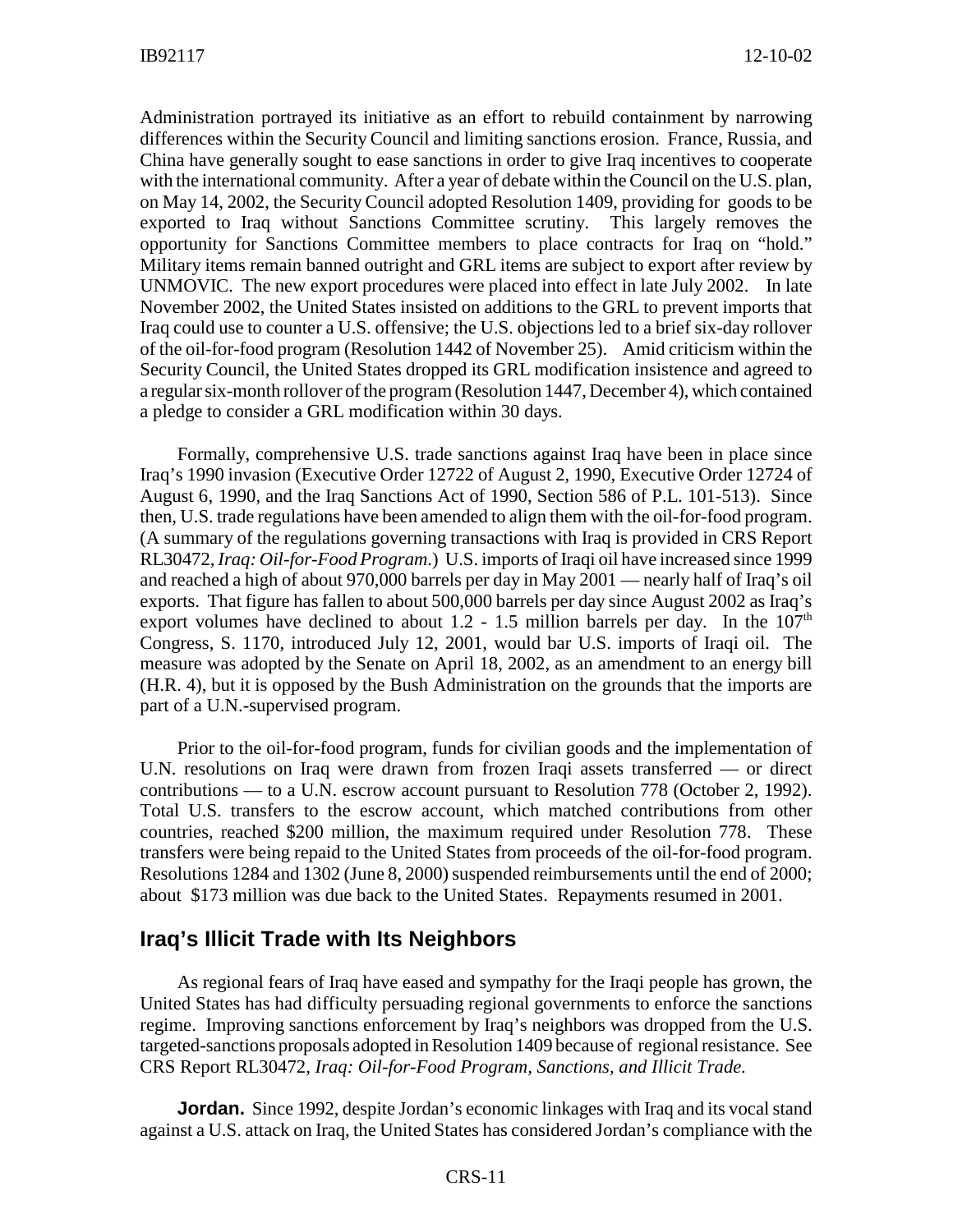Administration portrayed its initiative as an effort to rebuild containment by narrowing differences within the Security Council and limiting sanctions erosion. France, Russia, and China have generally sought to ease sanctions in order to give Iraq incentives to cooperate with the international community. After a year of debate within the Council on the U.S. plan, on May 14, 2002, the Security Council adopted Resolution 1409, providing for goods to be exported to Iraq without Sanctions Committee scrutiny. This largely removes the opportunity for Sanctions Committee members to place contracts for Iraq on "hold." Military items remain banned outright and GRL items are subject to export after review by UNMOVIC. The new export procedures were placed into effect in late July 2002. In late November 2002, the United States insisted on additions to the GRL to prevent imports that Iraq could use to counter a U.S. offensive; the U.S. objections led to a brief six-day rollover of the oil-for-food program (Resolution 1442 of November 25). Amid criticism within the Security Council, the United States dropped its GRL modification insistence and agreed to a regular six-month rollover of the program (Resolution 1447, December 4), which contained a pledge to consider a GRL modification within 30 days.

Formally, comprehensive U.S. trade sanctions against Iraq have been in place since Iraq's 1990 invasion (Executive Order 12722 of August 2, 1990, Executive Order 12724 of August 6, 1990, and the Iraq Sanctions Act of 1990, Section 586 of P.L. 101-513). Since then, U.S. trade regulations have been amended to align them with the oil-for-food program. (A summary of the regulations governing transactions with Iraq is provided in CRS Report RL30472, *Iraq: Oil-for-Food Program*.) U.S. imports of Iraqi oil have increased since 1999 and reached a high of about 970,000 barrels per day in May 2001 — nearly half of Iraq's oil exports. That figure has fallen to about 500,000 barrels per day since August 2002 as Iraq's export volumes have declined to about 1.2 - 1.5 million barrels per day. In the 107th Congress, S. 1170, introduced July 12, 2001, would bar U.S. imports of Iraqi oil. The measure was adopted by the Senate on April 18, 2002, as an amendment to an energy bill (H.R. 4), but it is opposed by the Bush Administration on the grounds that the imports are part of a U.N.-supervised program.

Prior to the oil-for-food program, funds for civilian goods and the implementation of U.N. resolutions on Iraq were drawn from frozen Iraqi assets transferred — or direct contributions — to a U.N. escrow account pursuant to Resolution 778 (October 2, 1992). Total U.S. transfers to the escrow account, which matched contributions from other countries, reached $200 million, the maximum required under Resolution 778. These transfers were being repaid to the United States from proceeds of the oil-for-food program. Resolutions 1284 and 1302 (June 8, 2000) suspended reimbursements until the end of 2000; about $173 million was due back to the United States. Repayments resumed in 2001.

## Iraq's Illicit Trade with Its Neighbors

As regional fears of Iraq have eased and sympathy for the Iraqi people has grown, the United States has had difficulty persuading regional governments to enforce the sanctions regime. Improving sanctions enforcement by Iraq's neighbors was dropped from the U.S. targeted-sanctions proposals adopted in Resolution 1409 because of regional resistance. See CRS Report RL30472, *Iraq: Oil-for-Food Program, Sanctions, and Illicit Trade.*

**Jordan.** Since 1992, despite Jordan's economic linkages with Iraq and its vocal stand against a U.S. attack on Iraq, the United States has considered Jordan's compliance with the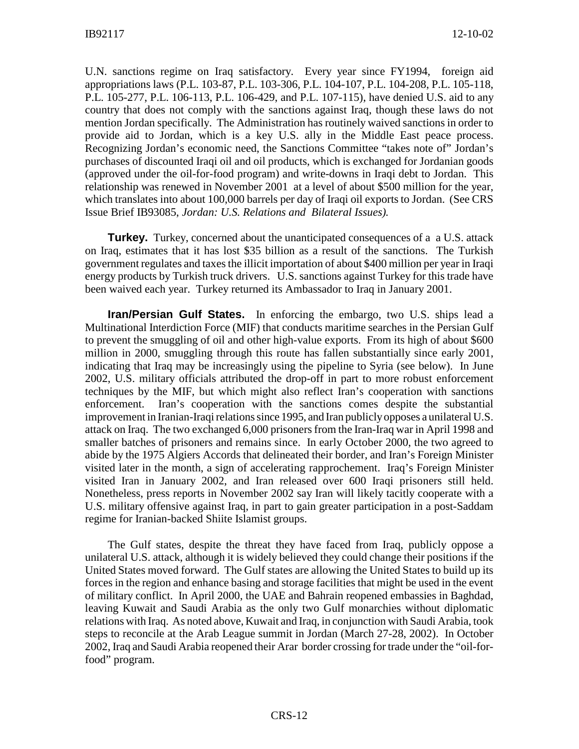U.N. sanctions regime on Iraq satisfactory. Every year since FY1994, foreign aid appropriations laws (P.L. 103-87, P.L. 103-306, P.L. 104-107, P.L. 104-208, P.L. 105-118, P.L. 105-277, P.L. 106-113, P.L. 106-429, and P.L. 107-115), have denied U.S. aid to any country that does not comply with the sanctions against Iraq, though these laws do not mention Jordan specifically. The Administration has routinely waived sanctions in order to provide aid to Jordan, which is a key U.S. ally in the Middle East peace process. Recognizing Jordan's economic need, the Sanctions Committee "takes note of" Jordan's purchases of discounted Iraqi oil and oil products, which is exchanged for Jordanian goods (approved under the oil-for-food program) and write-downs in Iraqi debt to Jordan. This relationship was renewed in November 2001 at a level of about $500 million for the year, which translates into about 100,000 barrels per day of Iraqi oil exports to Jordan. (See CRS Issue Brief IB93085, *Jordan: U.S. Relations and Bilateral Issues).*

**Turkey.** Turkey, concerned about the unanticipated consequences of a a U.S. attack on Iraq, estimates that it has lost $35 billion as a result of the sanctions. The Turkish government regulates and taxes the illicit importation of about $400 million per year in Iraqi energy products by Turkish truck drivers. U.S. sanctions against Turkey for this trade have been waived each year. Turkey returned its Ambassador to Iraq in January 2001.

**Iran/Persian Gulf States.** In enforcing the embargo, two U.S. ships lead a Multinational Interdiction Force (MIF) that conducts maritime searches in the Persian Gulf to prevent the smuggling of oil and other high-value exports. From its high of about $600 million in 2000, smuggling through this route has fallen substantially since early 2001, indicating that Iraq may be increasingly using the pipeline to Syria (see below). In June 2002, U.S. military officials attributed the drop-off in part to more robust enforcement techniques by the MIF, but which might also reflect Iran's cooperation with sanctions enforcement. Iran's cooperation with the sanctions comes despite the substantial improvement in Iranian-Iraqi relations since 1995, and Iran publicly opposes a unilateral U.S. attack on Iraq. The two exchanged 6,000 prisoners from the Iran-Iraq war in April 1998 and smaller batches of prisoners and remains since. In early October 2000, the two agreed to abide by the 1975 Algiers Accords that delineated their border, and Iran's Foreign Minister visited later in the month, a sign of accelerating rapprochement. Iraq's Foreign Minister visited Iran in January 2002, and Iran released over 600 Iraqi prisoners still held. Nonetheless, press reports in November 2002 say Iran will likely tacitly cooperate with a U.S. military offensive against Iraq, in part to gain greater participation in a post-Saddam regime for Iranian-backed Shiite Islamist groups.

The Gulf states, despite the threat they have faced from Iraq, publicly oppose a unilateral U.S. attack, although it is widely believed they could change their positions if the United States moved forward. The Gulf states are allowing the United States to build up its forces in the region and enhance basing and storage facilities that might be used in the event of military conflict. In April 2000, the UAE and Bahrain reopened embassies in Baghdad, leaving Kuwait and Saudi Arabia as the only two Gulf monarchies without diplomatic relations with Iraq. As noted above, Kuwait and Iraq, in conjunction with Saudi Arabia, took steps to reconcile at the Arab League summit in Jordan (March 27-28, 2002). In October 2002, Iraq and Saudi Arabia reopened their Arar border crossing for trade under the "oil-for-food" program.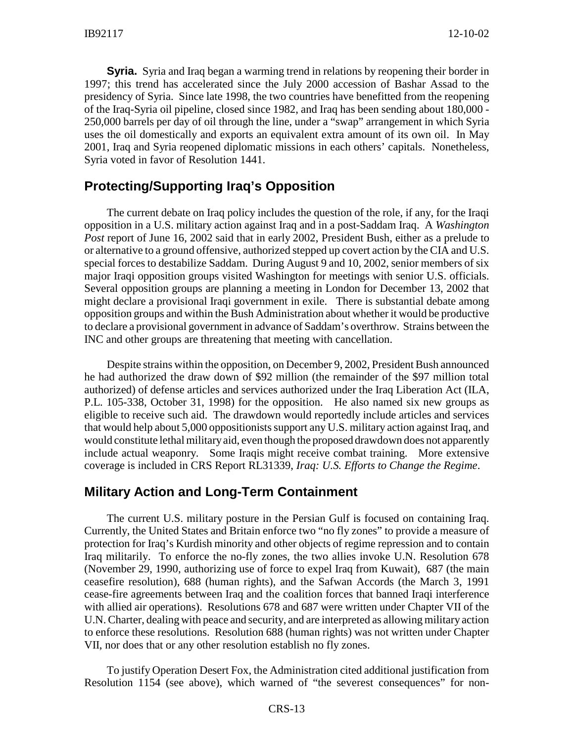**Syria.** Syria and Iraq began a warming trend in relations by reopening their border in 1997; this trend has accelerated since the July 2000 accession of Bashar Assad to the presidency of Syria. Since late 1998, the two countries have benefitted from the reopening of the Iraq-Syria oil pipeline, closed since 1982, and Iraq has been sending about 180,000 - 250,000 barrels per day of oil through the line, under a "swap" arrangement in which Syria uses the oil domestically and exports an equivalent extra amount of its own oil. In May 2001, Iraq and Syria reopened diplomatic missions in each others' capitals. Nonetheless, Syria voted in favor of Resolution 1441.

## Protecting/Supporting Iraq's Opposition

The current debate on Iraq policy includes the question of the role, if any, for the Iraqi opposition in a U.S. military action against Iraq and in a post-Saddam Iraq. A *Washington Post* report of June 16, 2002 said that in early 2002, President Bush, either as a prelude to or alternative to a ground offensive, authorized stepped up covert action by the CIA and U.S. special forces to destabilize Saddam. During August 9 and 10, 2002, senior members of six major Iraqi opposition groups visited Washington for meetings with senior U.S. officials. Several opposition groups are planning a meeting in London for December 13, 2002 that might declare a provisional Iraqi government in exile. There is substantial debate among opposition groups and within the Bush Administration about whether it would be productive to declare a provisional government in advance of Saddam's overthrow. Strains between the INC and other groups are threatening that meeting with cancellation.

Despite strains within the opposition, on December 9, 2002, President Bush announced he had authorized the draw down of $92 million (the remainder of the $97 million total authorized) of defense articles and services authorized under the Iraq Liberation Act (ILA, P.L. 105-338, October 31, 1998) for the opposition. He also named six new groups as eligible to receive such aid. The drawdown would reportedly include articles and services that would help about 5,000 oppositionists support any U.S. military action against Iraq, and would constitute lethal military aid, even though the proposed drawdown does not apparently include actual weaponry. Some Iraqis might receive combat training. More extensive coverage is included in CRS Report RL31339, *Iraq: U.S. Efforts to Change the Regime*.

## Military Action and Long-Term Containment

The current U.S. military posture in the Persian Gulf is focused on containing Iraq. Currently, the United States and Britain enforce two "no fly zones" to provide a measure of protection for Iraq's Kurdish minority and other objects of regime repression and to contain Iraq militarily. To enforce the no-fly zones, the two allies invoke U.N. Resolution 678 (November 29, 1990, authorizing use of force to expel Iraq from Kuwait), 687 (the main ceasefire resolution), 688 (human rights), and the Safwan Accords (the March 3, 1991 cease-fire agreements between Iraq and the coalition forces that banned Iraqi interference with allied air operations). Resolutions 678 and 687 were written under Chapter VII of the U.N. Charter, dealing with peace and security, and are interpreted as allowing military action to enforce these resolutions. Resolution 688 (human rights) was not written under Chapter VII, nor does that or any other resolution establish no fly zones.

To justify Operation Desert Fox, the Administration cited additional justification from Resolution 1154 (see above), which warned of "the severest consequences" for non-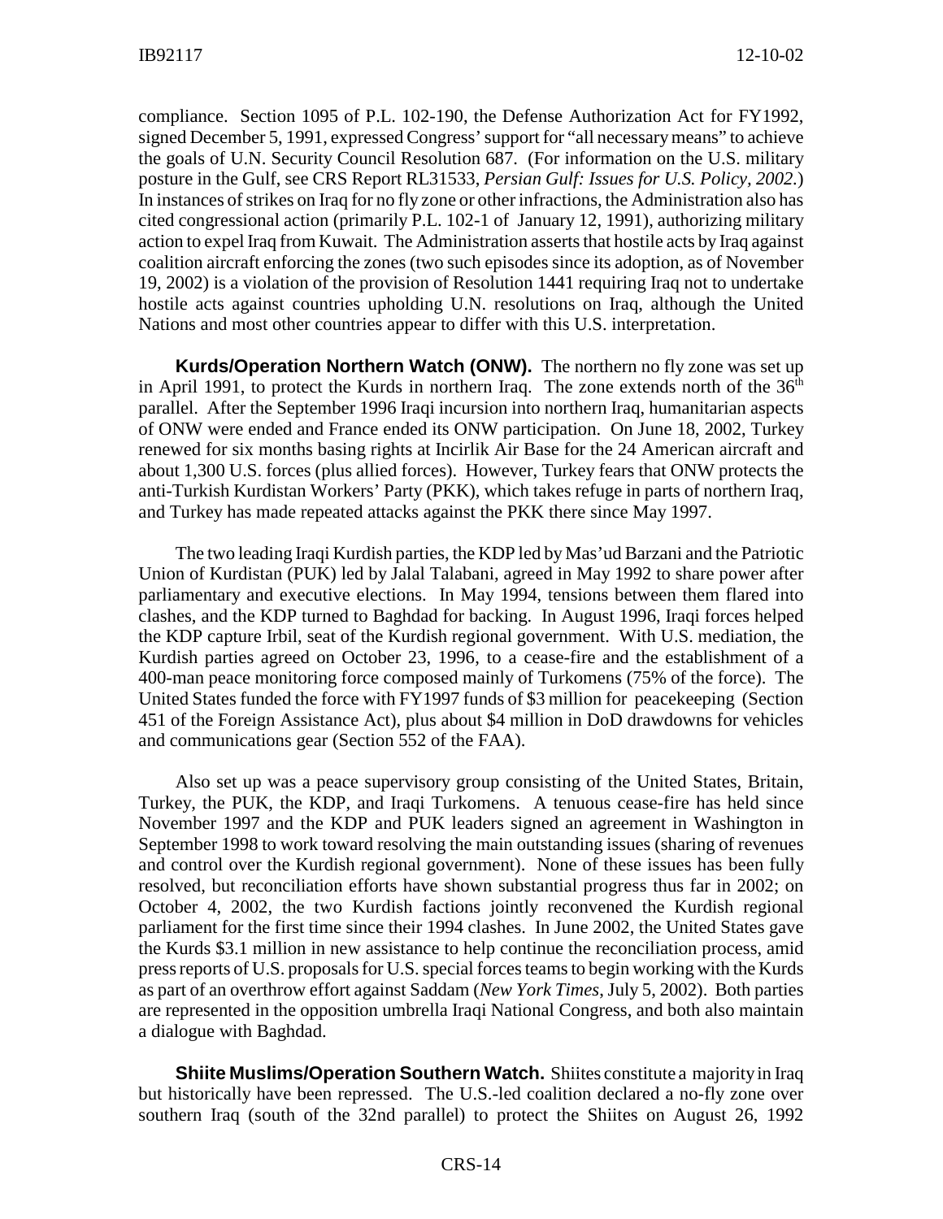compliance. Section 1095 of P.L. 102-190, the Defense Authorization Act for FY1992, signed December 5, 1991, expressed Congress' support for "all necessary means" to achieve the goals of U.N. Security Council Resolution 687. (For information on the U.S. military posture in the Gulf, see CRS Report RL31533, *Persian Gulf: Issues for U.S. Policy, 2002*.) In instances of strikes on Iraq for no fly zone or other infractions, the Administration also has cited congressional action (primarily P.L. 102-1 of January 12, 1991), authorizing military action to expel Iraq from Kuwait. The Administration asserts that hostile acts by Iraq against coalition aircraft enforcing the zones (two such episodes since its adoption, as of November 19, 2002) is a violation of the provision of Resolution 1441 requiring Iraq not to undertake hostile acts against countries upholding U.N. resolutions on Iraq, although the United Nations and most other countries appear to differ with this U.S. interpretation.

**Kurds/Operation Northern Watch (ONW).** The northern no fly zone was set up in April 1991, to protect the Kurds in northern Iraq. The zone extends north of the 36th parallel. After the September 1996 Iraqi incursion into northern Iraq, humanitarian aspects of ONW were ended and France ended its ONW participation. On June 18, 2002, Turkey renewed for six months basing rights at Incirlik Air Base for the 24 American aircraft and about 1,300 U.S. forces (plus allied forces). However, Turkey fears that ONW protects the anti-Turkish Kurdistan Workers' Party (PKK), which takes refuge in parts of northern Iraq, and Turkey has made repeated attacks against the PKK there since May 1997.

The two leading Iraqi Kurdish parties, the KDP led by Mas'ud Barzani and the Patriotic Union of Kurdistan (PUK) led by Jalal Talabani, agreed in May 1992 to share power after parliamentary and executive elections. In May 1994, tensions between them flared into clashes, and the KDP turned to Baghdad for backing. In August 1996, Iraqi forces helped the KDP capture Irbil, seat of the Kurdish regional government. With U.S. mediation, the Kurdish parties agreed on October 23, 1996, to a cease-fire and the establishment of a 400-man peace monitoring force composed mainly of Turkomens (75% of the force). The United States funded the force with FY1997 funds of $3 million for peacekeeping (Section 451 of the Foreign Assistance Act), plus about $4 million in DoD drawdowns for vehicles and communications gear (Section 552 of the FAA).

Also set up was a peace supervisory group consisting of the United States, Britain, Turkey, the PUK, the KDP, and Iraqi Turkomens. A tenuous cease-fire has held since November 1997 and the KDP and PUK leaders signed an agreement in Washington in September 1998 to work toward resolving the main outstanding issues (sharing of revenues and control over the Kurdish regional government). None of these issues has been fully resolved, but reconciliation efforts have shown substantial progress thus far in 2002; on October 4, 2002, the two Kurdish factions jointly reconvened the Kurdish regional parliament for the first time since their 1994 clashes. In June 2002, the United States gave the Kurds $3.1 million in new assistance to help continue the reconciliation process, amid press reports of U.S. proposals for U.S. special forces teams to begin working with the Kurds as part of an overthrow effort against Saddam (*New York Times*, July 5, 2002). Both parties are represented in the opposition umbrella Iraqi National Congress, and both also maintain a dialogue with Baghdad.

**Shiite Muslims/Operation Southern Watch.** Shiites constitute a majority in Iraq but historically have been repressed. The U.S.-led coalition declared a no-fly zone over southern Iraq (south of the 32nd parallel) to protect the Shiites on August 26, 1992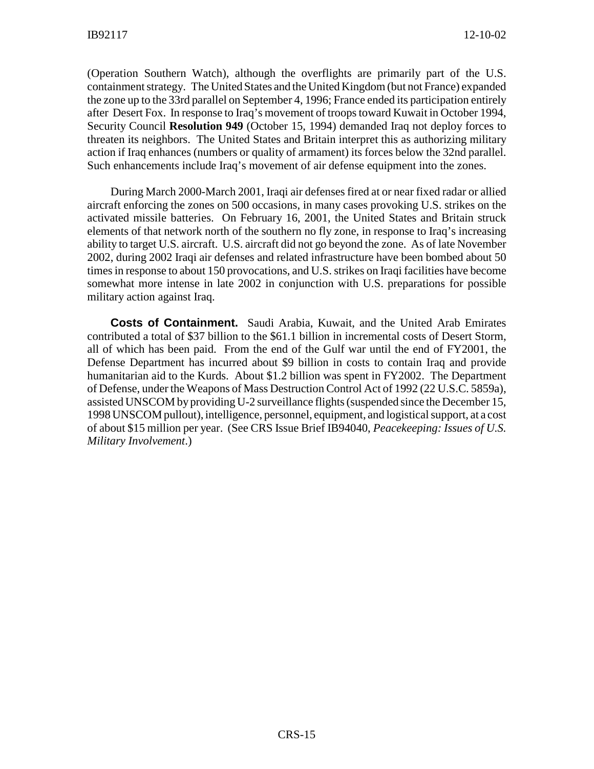(Operation Southern Watch), although the overflights are primarily part of the U.S. containment strategy. The United States and the United Kingdom (but not France) expanded the zone up to the 33rd parallel on September 4, 1996; France ended its participation entirely after Desert Fox. In response to Iraq's movement of troops toward Kuwait in October 1994, Security Council **Resolution 949** (October 15, 1994) demanded Iraq not deploy forces to threaten its neighbors. The United States and Britain interpret this as authorizing military action if Iraq enhances (numbers or quality of armament) its forces below the 32nd parallel. Such enhancements include Iraq's movement of air defense equipment into the zones.

During March 2000-March 2001, Iraqi air defenses fired at or near fixed radar or allied aircraft enforcing the zones on 500 occasions, in many cases provoking U.S. strikes on the activated missile batteries. On February 16, 2001, the United States and Britain struck elements of that network north of the southern no fly zone, in response to Iraq's increasing ability to target U.S. aircraft. U.S. aircraft did not go beyond the zone. As of late November 2002, during 2002 Iraqi air defenses and related infrastructure have been bombed about 50 times in response to about 150 provocations, and U.S. strikes on Iraqi facilities have become somewhat more intense in late 2002 in conjunction with U.S. preparations for possible military action against Iraq.

**Costs of Containment.** Saudi Arabia, Kuwait, and the United Arab Emirates contributed a total of $37 billion to the $61.1 billion in incremental costs of Desert Storm, all of which has been paid. From the end of the Gulf war until the end of FY2001, the Defense Department has incurred about $9 billion in costs to contain Iraq and provide humanitarian aid to the Kurds. About $1.2 billion was spent in FY2002. The Department of Defense, under the Weapons of Mass Destruction Control Act of 1992 (22 U.S.C. 5859a), assisted UNSCOM by providing U-2 surveillance flights (suspended since the December 15, 1998 UNSCOM pullout), intelligence, personnel, equipment, and logistical support, at a cost of about $15 million per year. (See CRS Issue Brief IB94040, *Peacekeeping: Issues of U.S. Military Involvement*.)